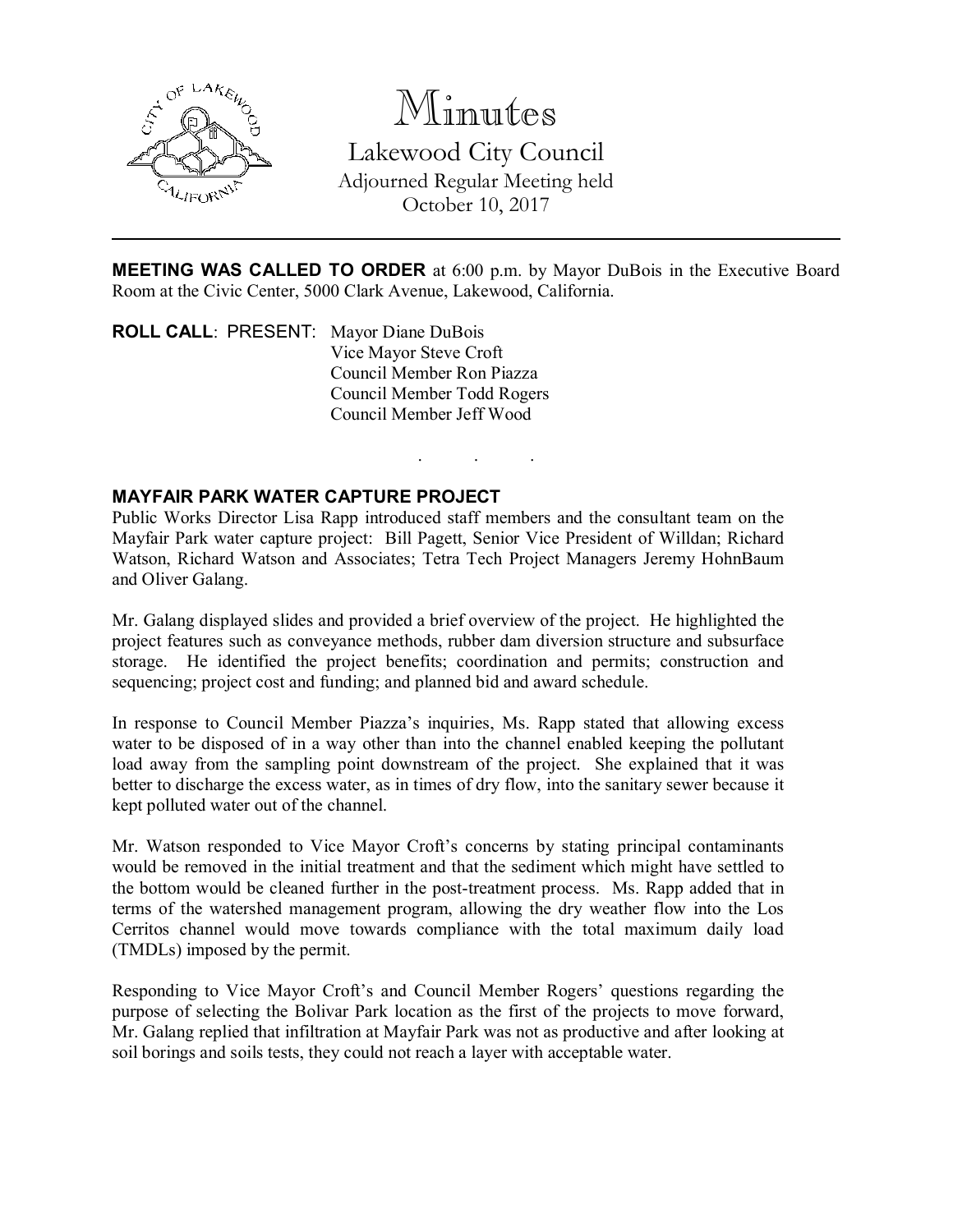# Minutes

## Lakewood City Council

Adjourned Regular Meeting held
October 10, 2017

---

**MEETING WAS CALLED TO ORDER** at 6:00 p.m. by Mayor DuBois in the Executive Board Room at the Civic Center, 5000 Clark Avenue, Lakewood, California.

**ROLL CALL**: PRESENT: Mayor Diane DuBois
Vice Mayor Steve Croft
Council Member Ron Piazza
Council Member Todd Rogers
Council Member Jeff Wood

. . .

**MAYFAIR PARK WATER CAPTURE PROJECT**

Public Works Director Lisa Rapp introduced staff members and the consultant team on the Mayfair Park water capture project: Bill Pagett, Senior Vice President of Willdan; Richard Watson, Richard Watson and Associates; Tetra Tech Project Managers Jeremy HohnBaum and Oliver Galang.

Mr. Galang displayed slides and provided a brief overview of the project. He highlighted the project features such as conveyance methods, rubber dam diversion structure and subsurface storage. He identified the project benefits; coordination and permits; construction and sequencing; project cost and funding; and planned bid and award schedule.

In response to Council Member Piazza's inquiries, Ms. Rapp stated that allowing excess water to be disposed of in a way other than into the channel enabled keeping the pollutant load away from the sampling point downstream of the project. She explained that it was better to discharge the excess water, as in times of dry flow, into the sanitary sewer because it kept polluted water out of the channel.

Mr. Watson responded to Vice Mayor Croft's concerns by stating principal contaminants would be removed in the initial treatment and that the sediment which might have settled to the bottom would be cleaned further in the post-treatment process. Ms. Rapp added that in terms of the watershed management program, allowing the dry weather flow into the Los Cerritos channel would move towards compliance with the total maximum daily load (TMDLs) imposed by the permit.

Responding to Vice Mayor Croft's and Council Member Rogers' questions regarding the purpose of selecting the Bolivar Park location as the first of the projects to move forward, Mr. Galang replied that infiltration at Mayfair Park was not as productive and after looking at soil borings and soils tests, they could not reach a layer with acceptable water.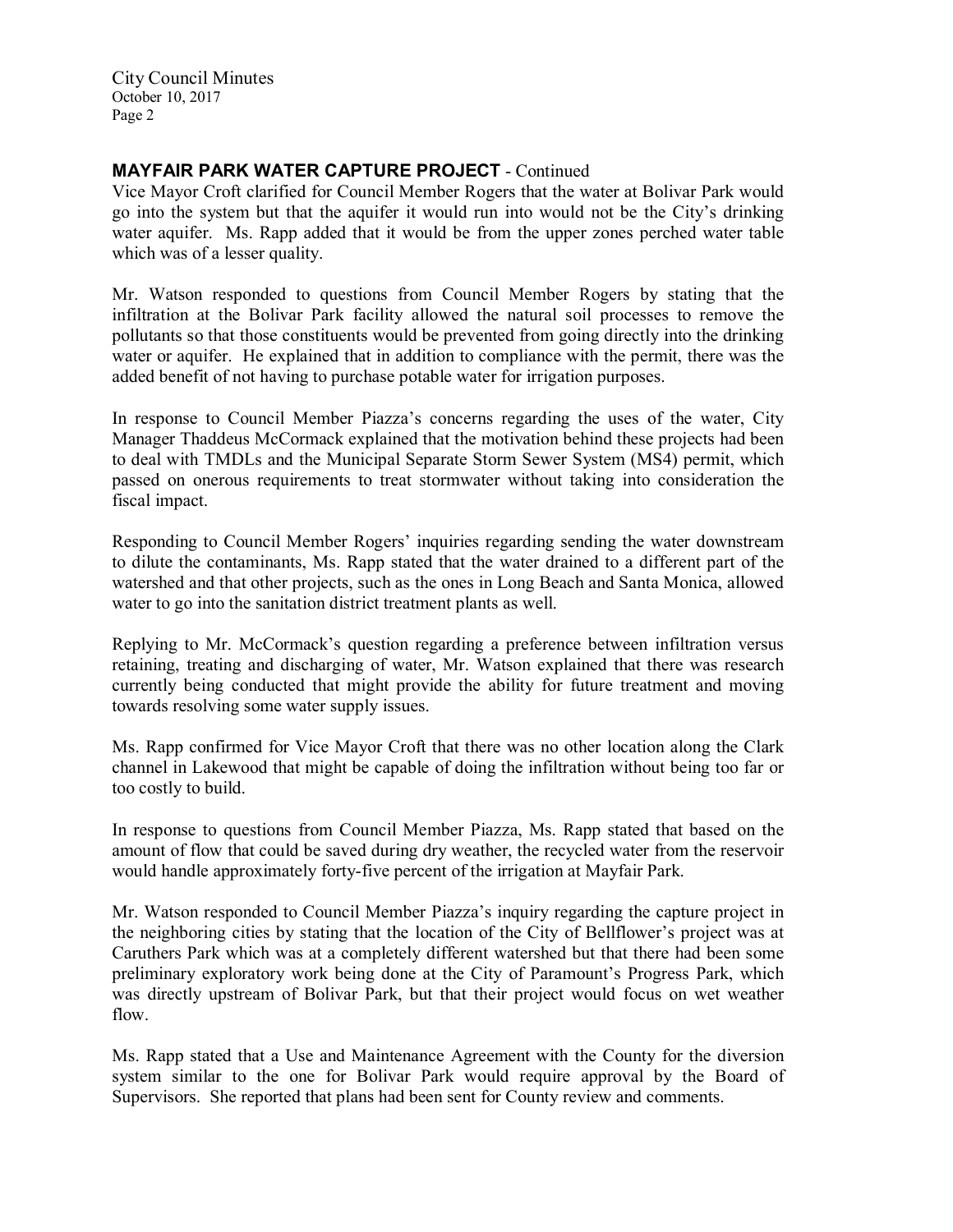### **MAYFAIR PARK WATER CAPTURE PROJECT** - Continued

Vice Mayor Croft clarified for Council Member Rogers that the water at Bolivar Park would go into the system but that the aquifer it would run into would not be the City's drinking water aquifer. Ms. Rapp added that it would be from the upper zones perched water table which was of a lesser quality.

Mr. Watson responded to questions from Council Member Rogers by stating that the infiltration at the Bolivar Park facility allowed the natural soil processes to remove the pollutants so that those constituents would be prevented from going directly into the drinking water or aquifer. He explained that in addition to compliance with the permit, there was the added benefit of not having to purchase potable water for irrigation purposes.

In response to Council Member Piazza's concerns regarding the uses of the water, City Manager Thaddeus McCormack explained that the motivation behind these projects had been to deal with TMDLs and the Municipal Separate Storm Sewer System (MS4) permit, which passed on onerous requirements to treat stormwater without taking into consideration the fiscal impact.

Responding to Council Member Rogers' inquiries regarding sending the water downstream to dilute the contaminants, Ms. Rapp stated that the water drained to a different part of the watershed and that other projects, such as the ones in Long Beach and Santa Monica, allowed water to go into the sanitation district treatment plants as well.

Replying to Mr. McCormack's question regarding a preference between infiltration versus retaining, treating and discharging of water, Mr. Watson explained that there was research currently being conducted that might provide the ability for future treatment and moving towards resolving some water supply issues.

Ms. Rapp confirmed for Vice Mayor Croft that there was no other location along the Clark channel in Lakewood that might be capable of doing the infiltration without being too far or too costly to build.

In response to questions from Council Member Piazza, Ms. Rapp stated that based on the amount of flow that could be saved during dry weather, the recycled water from the reservoir would handle approximately forty-five percent of the irrigation at Mayfair Park.

Mr. Watson responded to Council Member Piazza's inquiry regarding the capture project in the neighboring cities by stating that the location of the City of Bellflower's project was at Caruthers Park which was at a completely different watershed but that there had been some preliminary exploratory work being done at the City of Paramount's Progress Park, which was directly upstream of Bolivar Park, but that their project would focus on wet weather flow.

Ms. Rapp stated that a Use and Maintenance Agreement with the County for the diversion system similar to the one for Bolivar Park would require approval by the Board of Supervisors. She reported that plans had been sent for County review and comments.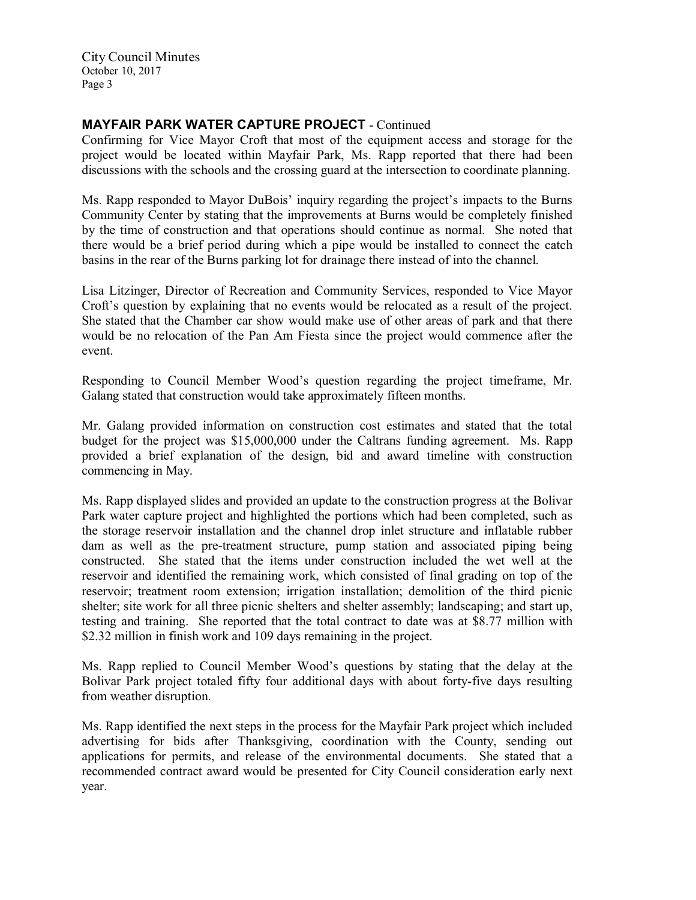## MAYFAIR PARK WATER CAPTURE PROJECT - Continued

Confirming for Vice Mayor Croft that most of the equipment access and storage for the project would be located within Mayfair Park, Ms. Rapp reported that there had been discussions with the schools and the crossing guard at the intersection to coordinate planning.

Ms. Rapp responded to Mayor DuBois' inquiry regarding the project's impacts to the Burns Community Center by stating that the improvements at Burns would be completely finished by the time of construction and that operations should continue as normal. She noted that there would be a brief period during which a pipe would be installed to connect the catch basins in the rear of the Burns parking lot for drainage there instead of into the channel.

Lisa Litzinger, Director of Recreation and Community Services, responded to Vice Mayor Croft's question by explaining that no events would be relocated as a result of the project. She stated that the Chamber car show would make use of other areas of park and that there would be no relocation of the Pan Am Fiesta since the project would commence after the event.

Responding to Council Member Wood's question regarding the project timeframe, Mr. Galang stated that construction would take approximately fifteen months.

Mr. Galang provided information on construction cost estimates and stated that the total budget for the project was $15,000,000 under the Caltrans funding agreement. Ms. Rapp provided a brief explanation of the design, bid and award timeline with construction commencing in May.

Ms. Rapp displayed slides and provided an update to the construction progress at the Bolivar Park water capture project and highlighted the portions which had been completed, such as the storage reservoir installation and the channel drop inlet structure and inflatable rubber dam as well as the pre-treatment structure, pump station and associated piping being constructed. She stated that the items under construction included the wet well at the reservoir and identified the remaining work, which consisted of final grading on top of the reservoir; treatment room extension; irrigation installation; demolition of the third picnic shelter; site work for all three picnic shelters and shelter assembly; landscaping; and start up, testing and training. She reported that the total contract to date was at $8.77 million with $2.32 million in finish work and 109 days remaining in the project.

Ms. Rapp replied to Council Member Wood's questions by stating that the delay at the Bolivar Park project totaled fifty four additional days with about forty-five days resulting from weather disruption.

Ms. Rapp identified the next steps in the process for the Mayfair Park project which included advertising for bids after Thanksgiving, coordination with the County, sending out applications for permits, and release of the environmental documents. She stated that a recommended contract award would be presented for City Council consideration early next year.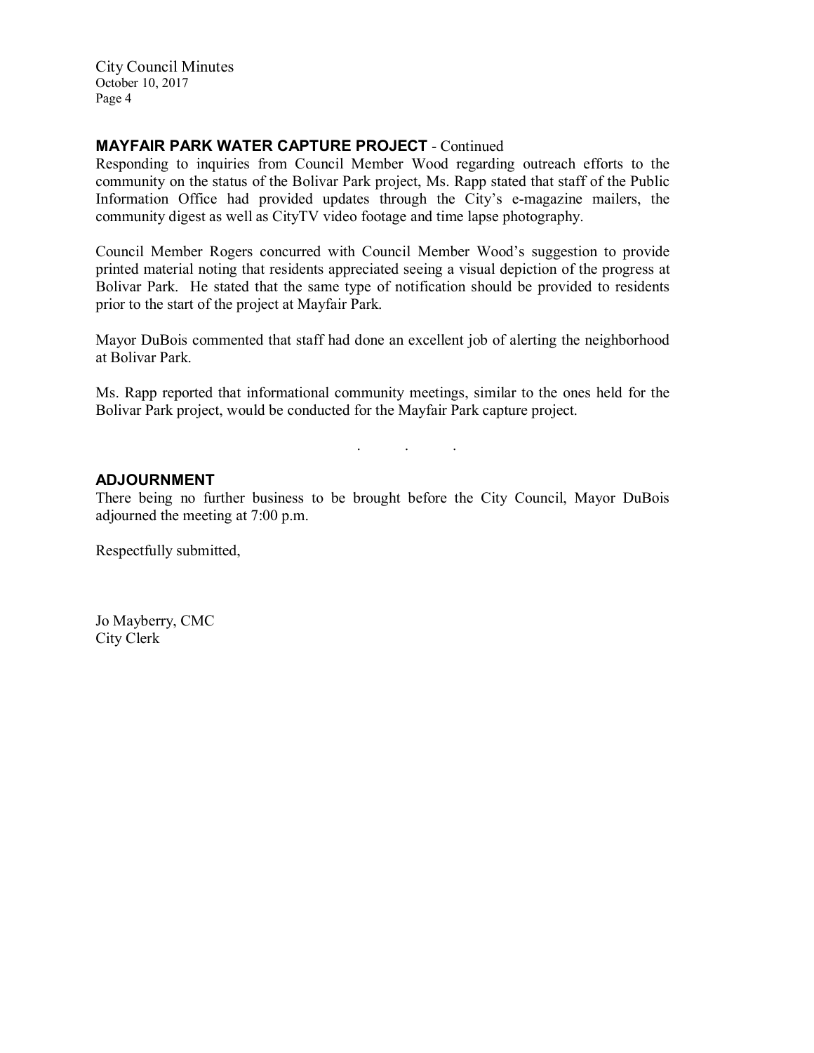## MAYFAIR PARK WATER CAPTURE PROJECT - Continued

Responding to inquiries from Council Member Wood regarding outreach efforts to the community on the status of the Bolivar Park project, Ms. Rapp stated that staff of the Public Information Office had provided updates through the City's e-magazine mailers, the community digest as well as CityTV video footage and time lapse photography.

Council Member Rogers concurred with Council Member Wood's suggestion to provide printed material noting that residents appreciated seeing a visual depiction of the progress at Bolivar Park. He stated that the same type of notification should be provided to residents prior to the start of the project at Mayfair Park.

Mayor DuBois commented that staff had done an excellent job of alerting the neighborhood at Bolivar Park.

Ms. Rapp reported that informational community meetings, similar to the ones held for the Bolivar Park project, would be conducted for the Mayfair Park capture project.

. . .

## ADJOURNMENT

There being no further business to be brought before the City Council, Mayor DuBois adjourned the meeting at 7:00 p.m.

Respectfully submitted,

Jo Mayberry, CMC
City Clerk